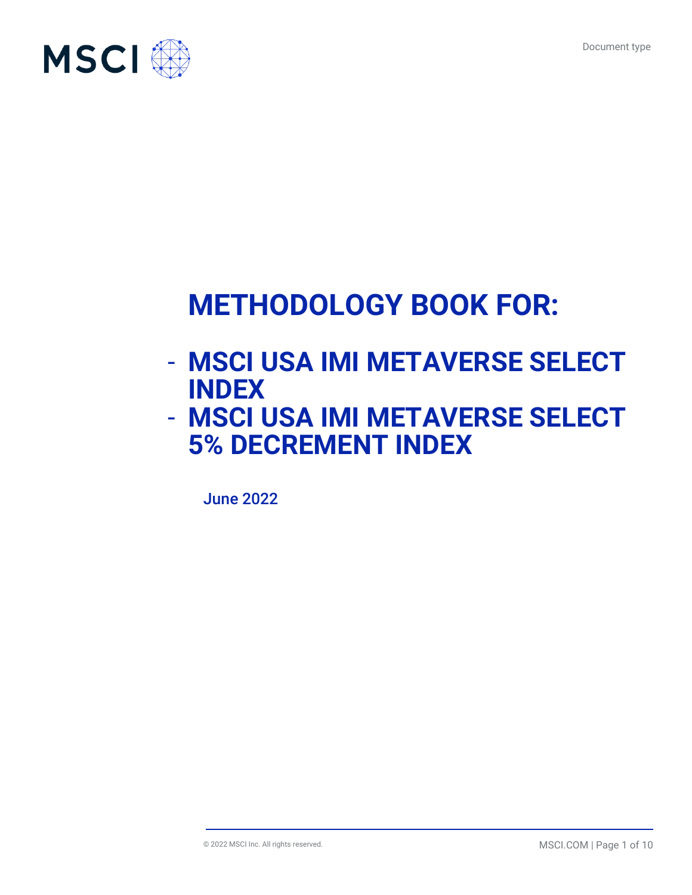# METHODOLOGY BOOK FOR:

- **MSCI USA IMI METAVERSE SELECT INDEX**
- **MSCI USA IMI METAVERSE SELECT 5% DECREMENT INDEX**

June 2022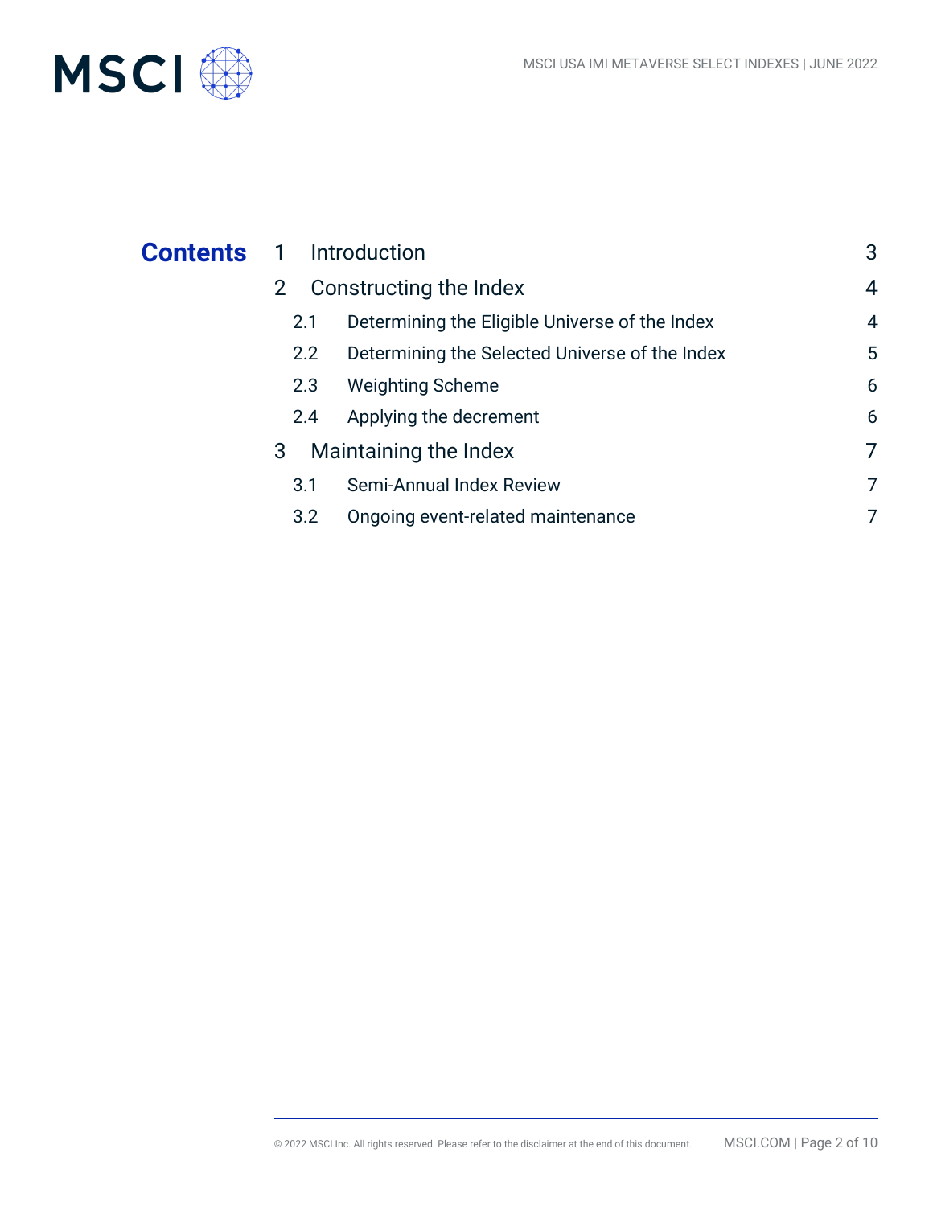# Contents

| | | |
|---|---|---|
| 1 | Introduction | 3 |
| 2 | Constructing the Index | 4 |
| 2.1 | Determining the Eligible Universe of the Index | 4 |
| 2.2 | Determining the Selected Universe of the Index | 5 |
| 2.3 | Weighting Scheme | 6 |
| 2.4 | Applying the decrement | 6 |
| 3 | Maintaining the Index | 7 |
| 3.1 | Semi-Annual Index Review | 7 |
| 3.2 | Ongoing event-related maintenance | 7 |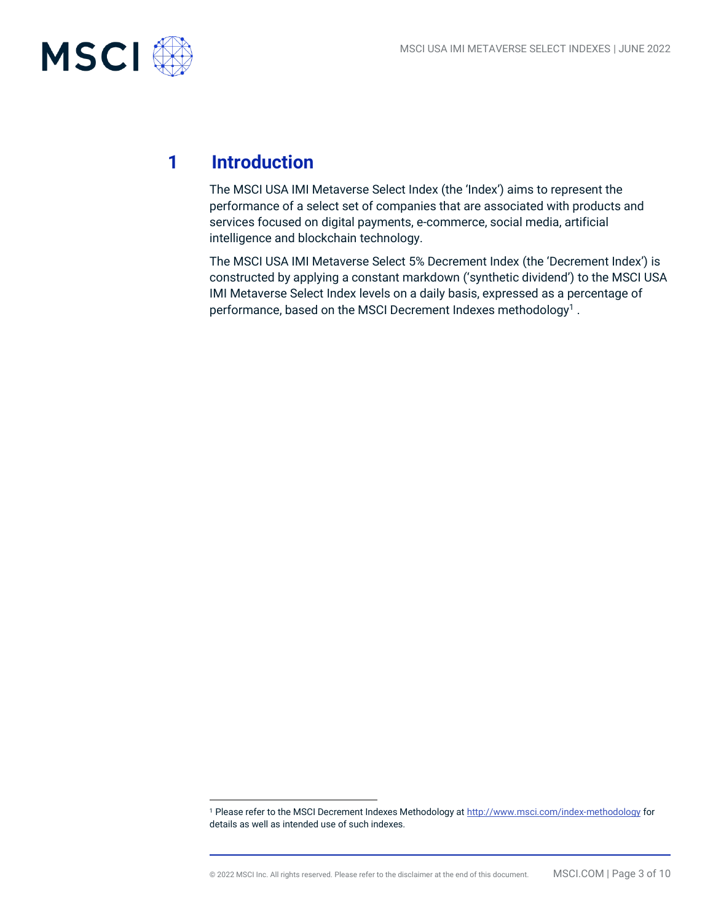# 1 Introduction

The MSCI USA IMI Metaverse Select Index (the 'Index') aims to represent the performance of a select set of companies that are associated with products and services focused on digital payments, e-commerce, social media, artificial intelligence and blockchain technology.

The MSCI USA IMI Metaverse Select 5% Decrement Index (the 'Decrement Index') is constructed by applying a constant markdown ('synthetic dividend') to the MSCI USA IMI Metaverse Select Index levels on a daily basis, expressed as a percentage of performance, based on the MSCI Decrement Indexes methodology[1] .

---

[1] Please refer to the MSCI Decrement Indexes Methodology at http://www.msci.com/index-methodology for details as well as intended use of such indexes.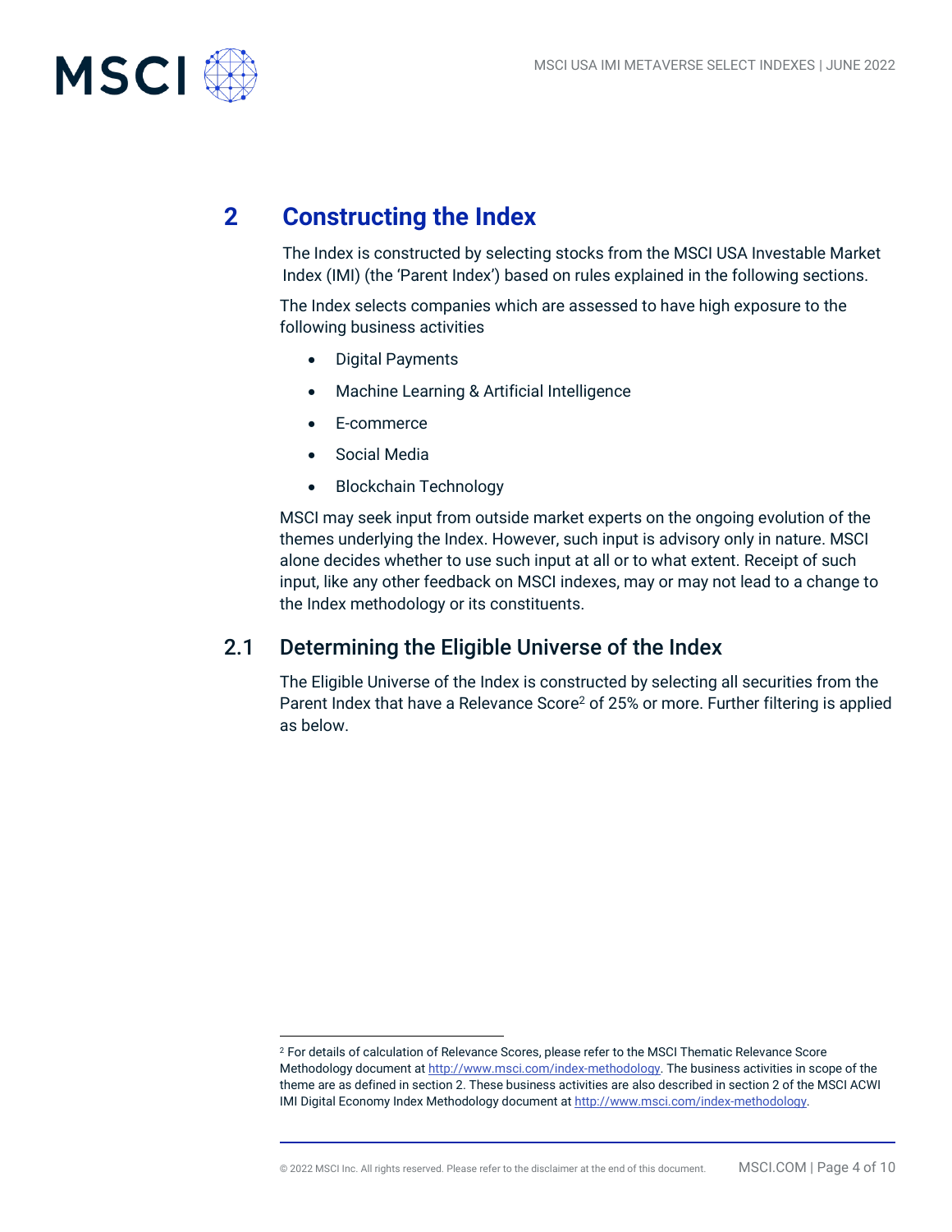# 2 Constructing the Index

The Index is constructed by selecting stocks from the MSCI USA Investable Market Index (IMI) (the 'Parent Index') based on rules explained in the following sections.

The Index selects companies which are assessed to have high exposure to the following business activities

- Digital Payments
- Machine Learning & Artificial Intelligence
- E-commerce
- Social Media
- Blockchain Technology

MSCI may seek input from outside market experts on the ongoing evolution of the themes underlying the Index. However, such input is advisory only in nature. MSCI alone decides whether to use such input at all or to what extent. Receipt of such input, like any other feedback on MSCI indexes, may or may not lead to a change to the Index methodology or its constituents.

## 2.1 Determining the Eligible Universe of the Index

The Eligible Universe of the Index is constructed by selecting all securities from the Parent Index that have a Relevance Score[2] of 25% or more. Further filtering is applied as below.

---

[2] For details of calculation of Relevance Scores, please refer to the MSCI Thematic Relevance Score Methodology document at http://www.msci.com/index-methodology. The business activities in scope of the theme are as defined in section 2. These business activities are also described in section 2 of the MSCI ACWI IMI Digital Economy Index Methodology document at http://www.msci.com/index-methodology.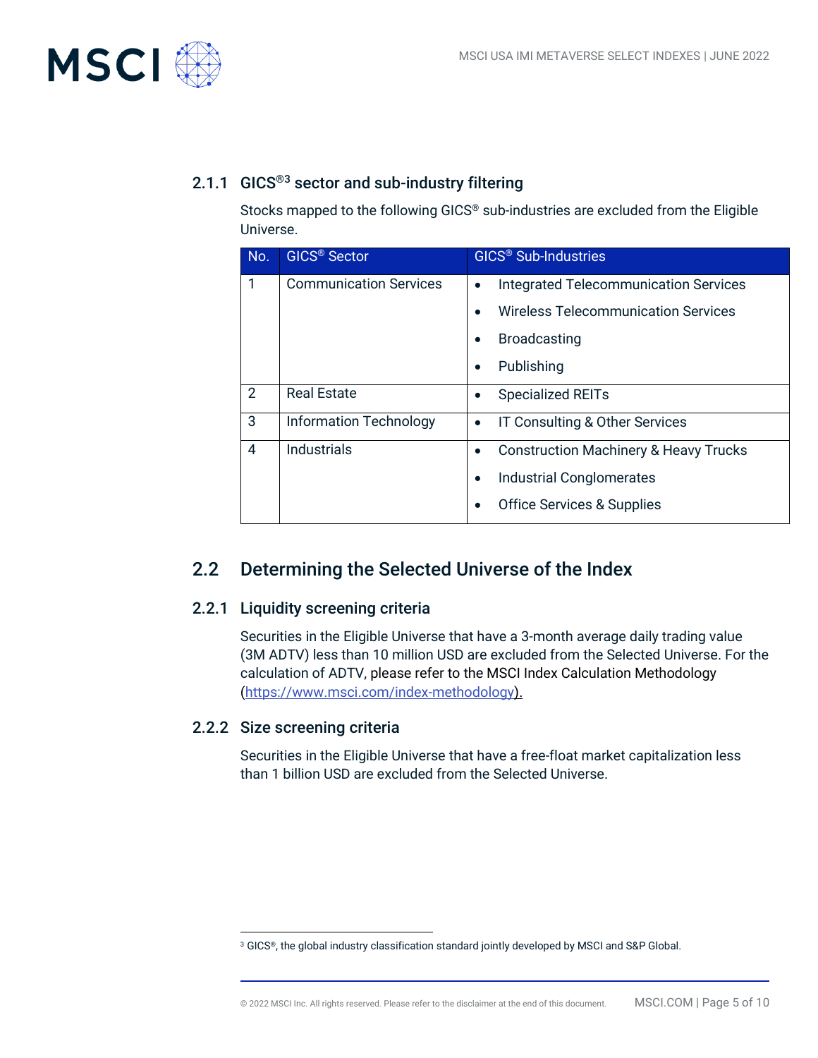### 2.1.1 GICS®[3] sector and sub-industry filtering

Stocks mapped to the following GICS® sub-industries are excluded from the Eligible Universe.

| No. | GICS® Sector | GICS® Sub-Industries |
|---|---|---|
| 1 | Communication Services | • Integrated Telecommunication Services<br>• Wireless Telecommunication Services<br>• Broadcasting<br>• Publishing |
| 2 | Real Estate | • Specialized REITs |
| 3 | Information Technology | • IT Consulting & Other Services |
| 4 | Industrials | • Construction Machinery & Heavy Trucks<br>• Industrial Conglomerates<br>• Office Services & Supplies |

## 2.2 Determining the Selected Universe of the Index

### 2.2.1 Liquidity screening criteria

Securities in the Eligible Universe that have a 3-month average daily trading value (3M ADTV) less than 10 million USD are excluded from the Selected Universe. For the calculation of ADTV, please refer to the MSCI Index Calculation Methodology (https://www.msci.com/index-methodology).

### 2.2.2 Size screening criteria

Securities in the Eligible Universe that have a free-float market capitalization less than 1 billion USD are excluded from the Selected Universe.

[3] GICS®, the global industry classification standard jointly developed by MSCI and S&P Global.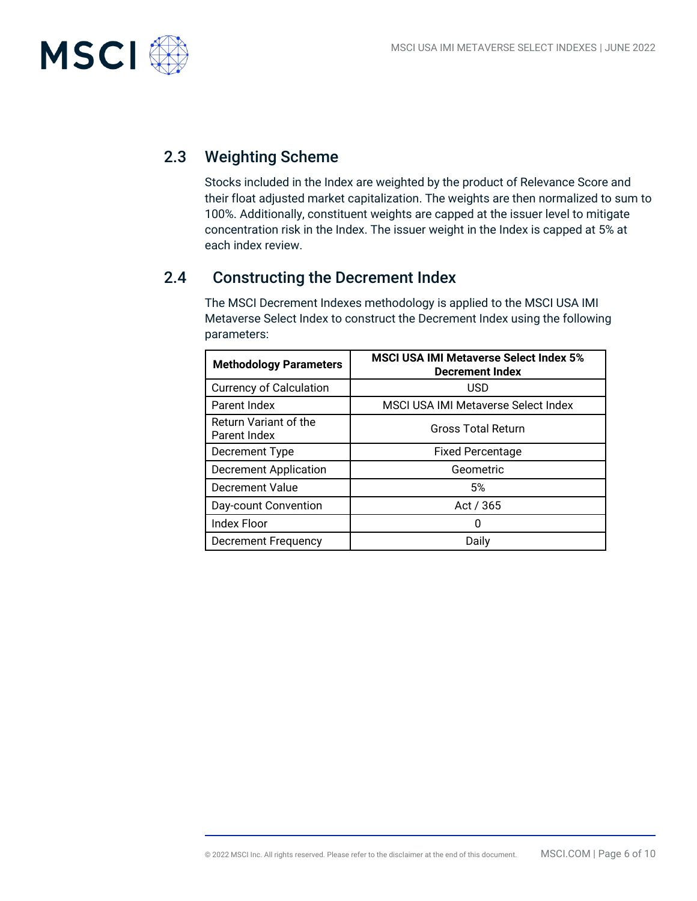## 2.3 Weighting Scheme

Stocks included in the Index are weighted by the product of Relevance Score and their float adjusted market capitalization. The weights are then normalized to sum to 100%. Additionally, constituent weights are capped at the issuer level to mitigate concentration risk in the Index. The issuer weight in the Index is capped at 5% at each index review.

## 2.4 Constructing the Decrement Index

The MSCI Decrement Indexes methodology is applied to the MSCI USA IMI Metaverse Select Index to construct the Decrement Index using the following parameters:

| Methodology Parameters | MSCI USA IMI Metaverse Select Index 5% Decrement Index |
|---|---|
| Currency of Calculation | USD |
| Parent Index | MSCI USA IMI Metaverse Select Index |
| Return Variant of the Parent Index | Gross Total Return |
| Decrement Type | Fixed Percentage |
| Decrement Application | Geometric |
| Decrement Value | 5% |
| Day-count Convention | Act / 365 |
| Index Floor | 0 |
| Decrement Frequency | Daily |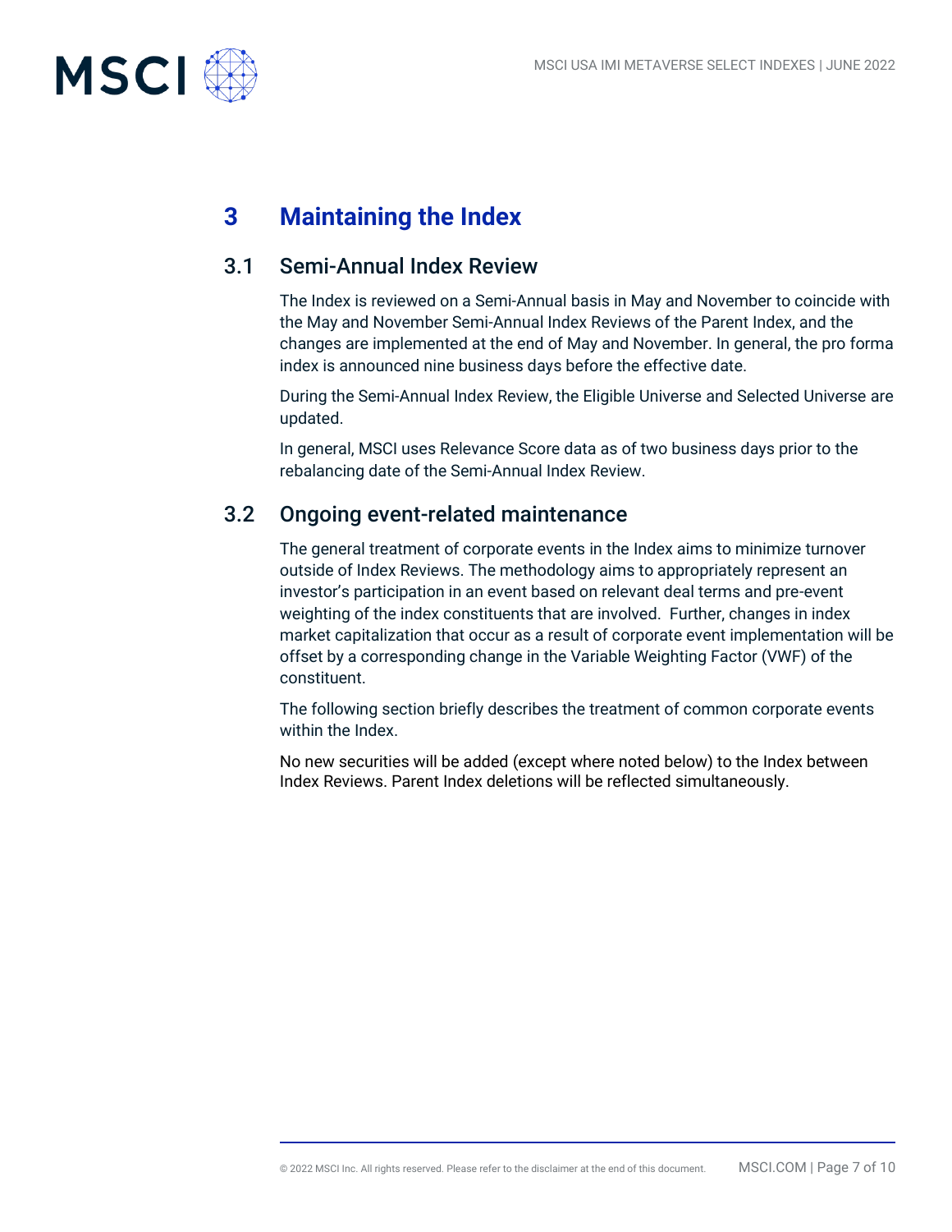# 3 Maintaining the Index

## 3.1 Semi-Annual Index Review

The Index is reviewed on a Semi-Annual basis in May and November to coincide with the May and November Semi-Annual Index Reviews of the Parent Index, and the changes are implemented at the end of May and November. In general, the pro forma index is announced nine business days before the effective date.

During the Semi-Annual Index Review, the Eligible Universe and Selected Universe are updated.

In general, MSCI uses Relevance Score data as of two business days prior to the rebalancing date of the Semi-Annual Index Review.

## 3.2 Ongoing event-related maintenance

The general treatment of corporate events in the Index aims to minimize turnover outside of Index Reviews. The methodology aims to appropriately represent an investor's participation in an event based on relevant deal terms and pre-event weighting of the index constituents that are involved. Further, changes in index market capitalization that occur as a result of corporate event implementation will be offset by a corresponding change in the Variable Weighting Factor (VWF) of the constituent.

The following section briefly describes the treatment of common corporate events within the Index.

No new securities will be added (except where noted below) to the Index between Index Reviews. Parent Index deletions will be reflected simultaneously.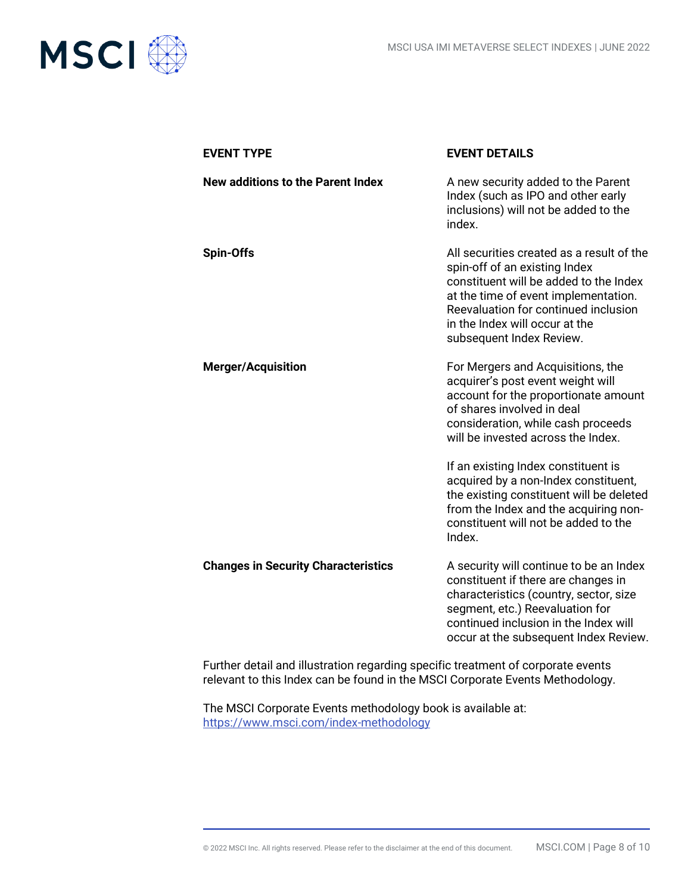| EVENT TYPE | EVENT DETAILS |
| --- | --- |
| **New additions to the Parent Index** | A new security added to the Parent Index (such as IPO and other early inclusions) will not be added to the index. |
| **Spin-Offs** | All securities created as a result of the spin-off of an existing Index constituent will be added to the Index at the time of event implementation. Reevaluation for continued inclusion in the Index will occur at the subsequent Index Review. |
| **Merger/Acquisition** | For Mergers and Acquisitions, the acquirer's post event weight will account for the proportionate amount of shares involved in deal consideration, while cash proceeds will be invested across the Index.<br><br>If an existing Index constituent is acquired by a non-Index constituent, the existing constituent will be deleted from the Index and the acquiring non-constituent will not be added to the Index. |
| **Changes in Security Characteristics** | A security will continue to be an Index constituent if there are changes in characteristics (country, sector, size segment, etc.) Reevaluation for continued inclusion in the Index will occur at the subsequent Index Review. |

Further detail and illustration regarding specific treatment of corporate events relevant to this Index can be found in the MSCI Corporate Events Methodology.

The MSCI Corporate Events methodology book is available at:
https://www.msci.com/index-methodology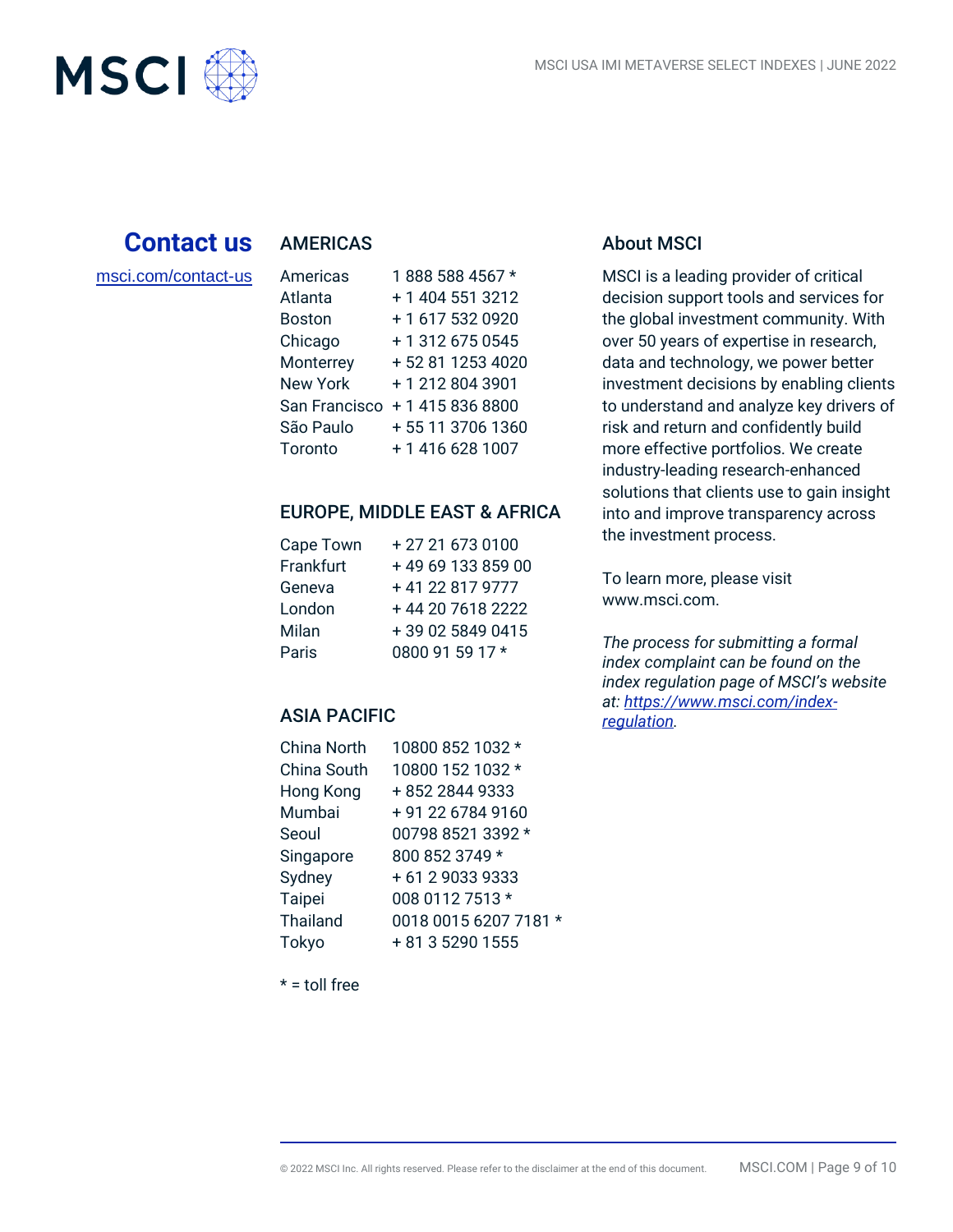## Contact us

msci.com/contact-us

### AMERICAS

| | |
|---|---|
| Americas | 1 888 588 4567 * |
| Atlanta | + 1 404 551 3212 |
| Boston | + 1 617 532 0920 |
| Chicago | + 1 312 675 0545 |
| Monterrey | + 52 81 1253 4020 |
| New York | + 1 212 804 3901 |
| San Francisco | + 1 415 836 8800 |
| São Paulo | + 55 11 3706 1360 |
| Toronto | + 1 416 628 1007 |

### EUROPE, MIDDLE EAST & AFRICA

| | |
|---|---|
| Cape Town | + 27 21 673 0100 |
| Frankfurt | + 49 69 133 859 00 |
| Geneva | + 41 22 817 9777 |
| London | + 44 20 7618 2222 |
| Milan | + 39 02 5849 0415 |
| Paris | 0800 91 59 17 * |

### ASIA PACIFIC

| | |
|---|---|
| China North | 10800 852 1032 * |
| China South | 10800 152 1032 * |
| Hong Kong | + 852 2844 9333 |
| Mumbai | + 91 22 6784 9160 |
| Seoul | 00798 8521 3392 * |
| Singapore | 800 852 3749 * |
| Sydney | + 61 2 9033 9333 |
| Taipei | 008 0112 7513 * |
| Thailand | 0018 0015 6207 7181 * |
| Tokyo | + 81 3 5290 1555 |

* = toll free

### About MSCI

MSCI is a leading provider of critical decision support tools and services for the global investment community. With over 50 years of expertise in research, data and technology, we power better investment decisions by enabling clients to understand and analyze key drivers of risk and return and confidently build more effective portfolios. We create industry-leading research-enhanced solutions that clients use to gain insight into and improve transparency across the investment process.

To learn more, please visit www.msci.com.

*The process for submitting a formal index complaint can be found on the index regulation page of MSCI's website at: https://www.msci.com/index-regulation.*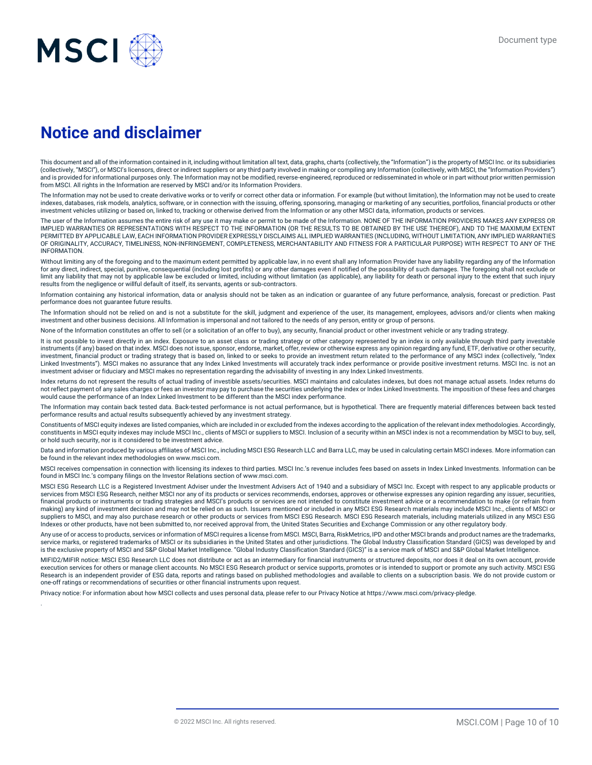# Notice and disclaimer

This document and all of the information contained in it, including without limitation all text, data, graphs, charts (collectively, the "Information") is the property of MSCI Inc. or its subsidiaries (collectively, "MSCI"), or MSCI's licensors, direct or indirect suppliers or any third party involved in making or compiling any Information (collectively, with MSCI, the "Information Providers") and is provided for informational purposes only. The Information may not be modified, reverse-engineered, reproduced or redisseminated in whole or in part without prior written permission from MSCI. All rights in the Information are reserved by MSCI and/or its Information Providers.

The Information may not be used to create derivative works or to verify or correct other data or information. For example (but without limitation), the Information may not be used to create indexes, databases, risk models, analytics, software, or in connection with the issuing, offering, sponsoring, managing or marketing of any securities, portfolios, financial products or other investment vehicles utilizing or based on, linked to, tracking or otherwise derived from the Information or any other MSCI data, information, products or services.

The user of the Information assumes the entire risk of any use it may make or permit to be made of the Information. NONE OF THE INFORMATION PROVIDERS MAKES ANY EXPRESS OR IMPLIED WARRANTIES OR REPRESENTATIONS WITH RESPECT TO THE INFORMATION (OR THE RESULTS TO BE OBTAINED BY THE USE THEREOF), AND TO THE MAXIMUM EXTENT PERMITTED BY APPLICABLE LAW, EACH INFORMATION PROVIDER EXPRESSLY DISCLAIMS ALL IMPLIED WARRANTIES (INCLUDING, WITHOUT LIMITATION, ANY IMPLIED WARRANTIES OF ORIGINALITY, ACCURACY, TIMELINESS, NON-INFRINGEMENT, COMPLETENESS, MERCHANTABILITY AND FITNESS FOR A PARTICULAR PURPOSE) WITH RESPECT TO ANY OF THE INFORMATION.

Without limiting any of the foregoing and to the maximum extent permitted by applicable law, in no event shall any Information Provider have any liability regarding any of the Information for any direct, indirect, special, punitive, consequential (including lost profits) or any other damages even if notified of the possibility of such damages. The foregoing shall not exclude or limit any liability that may not by applicable law be excluded or limited, including without limitation (as applicable), any liability for death or personal injury to the extent that such injury results from the negligence or willful default of itself, its servants, agents or sub-contractors.

Information containing any historical information, data or analysis should not be taken as an indication or guarantee of any future performance, analysis, forecast or prediction. Past performance does not guarantee future results.

The Information should not be relied on and is not a substitute for the skill, judgment and experience of the user, its management, employees, advisors and/or clients when making investment and other business decisions. All Information is impersonal and not tailored to the needs of any person, entity or group of persons.

None of the Information constitutes an offer to sell (or a solicitation of an offer to buy), any security, financial product or other investment vehicle or any trading strategy.

It is not possible to invest directly in an index. Exposure to an asset class or trading strategy or other category represented by an index is only available through third party investable instruments (if any) based on that index. MSCI does not issue, sponsor, endorse, market, offer, review or otherwise express any opinion regarding any fund, ETF, derivative or other security, investment, financial product or trading strategy that is based on, linked to or seeks to provide an investment return related to the performance of any MSCI index (collectively, "Index Linked Investments"). MSCI makes no assurance that any Index Linked Investments will accurately track index performance or provide positive investment returns. MSCI Inc. is not an investment adviser or fiduciary and MSCI makes no representation regarding the advisability of investing in any Index Linked Investments.

Index returns do not represent the results of actual trading of investible assets/securities. MSCI maintains and calculates indexes, but does not manage actual assets. Index returns do not reflect payment of any sales charges or fees an investor may pay to purchase the securities underlying the index or Index Linked Investments. The imposition of these fees and charges would cause the performance of an Index Linked Investment to be different than the MSCI index performance.

The Information may contain back tested data. Back-tested performance is not actual performance, but is hypothetical. There are frequently material differences between back tested performance results and actual results subsequently achieved by any investment strategy.

Constituents of MSCI equity indexes are listed companies, which are included in or excluded from the indexes according to the application of the relevant index methodologies. Accordingly, constituents in MSCI equity indexes may include MSCI Inc., clients of MSCI or suppliers to MSCI. Inclusion of a security within an MSCI index is not a recommendation by MSCI to buy, sell, or hold such security, nor is it considered to be investment advice.

Data and information produced by various affiliates of MSCI Inc., including MSCI ESG Research LLC and Barra LLC, may be used in calculating certain MSCI indexes. More information can be found in the relevant index methodologies on www.msci.com.

MSCI receives compensation in connection with licensing its indexes to third parties. MSCI Inc.'s revenue includes fees based on assets in Index Linked Investments. Information can be found in MSCI Inc.'s company filings on the Investor Relations section of www.msci.com.

MSCI ESG Research LLC is a Registered Investment Adviser under the Investment Advisers Act of 1940 and a subsidiary of MSCI Inc. Except with respect to any applicable products or services from MSCI ESG Research, neither MSCI nor any of its products or services recommends, endorses, approves or otherwise expresses any opinion regarding any issuer, securities, financial products or instruments or trading strategies and MSCI's products or services are not intended to constitute investment advice or a recommendation to make (or refrain from making) any kind of investment decision and may not be relied on as such. Issuers mentioned or included in any MSCI ESG Research materials may include MSCI Inc., clients of MSCI or suppliers to MSCI, and may also purchase research or other products or services from MSCI ESG Research. MSCI ESG Research materials, including materials utilized in any MSCI ESG Indexes or other products, have not been submitted to, nor received approval from, the United States Securities and Exchange Commission or any other regulatory body.

Any use of or access to products, services or information of MSCI requires a license from MSCI. MSCI, Barra, RiskMetrics, IPD and other MSCI brands and product names are the trademarks, service marks, or registered trademarks of MSCI or its subsidiaries in the United States and other jurisdictions. The Global Industry Classification Standard (GICS) was developed by and is the exclusive property of MSCI and S&P Global Market Intelligence. "Global Industry Classification Standard (GICS)" is a service mark of MSCI and S&P Global Market Intelligence.

MIFID2/MIFIR notice: MSCI ESG Research LLC does not distribute or act as an intermediary for financial instruments or structured deposits, nor does it deal on its own account, provide execution services for others or manage client accounts. No MSCI ESG Research product or service supports, promotes or is intended to support or promote any such activity. MSCI ESG Research is an independent provider of ESG data, reports and ratings based on published methodologies and available to clients on a subscription basis. We do not provide custom or one-off ratings or recommendations of securities or other financial instruments upon request.

Privacy notice: For information about how MSCI collects and uses personal data, please refer to our Privacy Notice at https://www.msci.com/privacy-pledge.